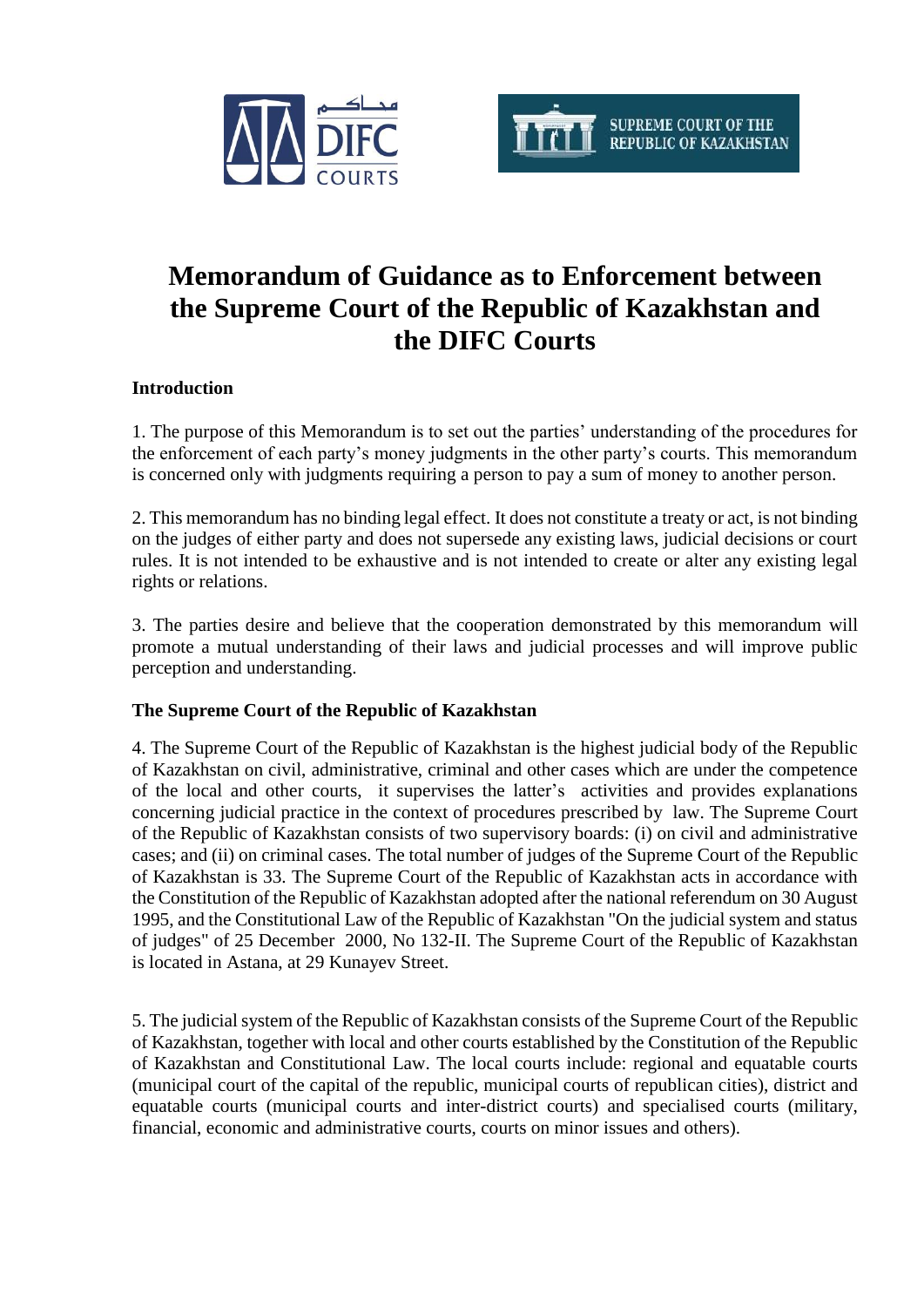# Memorandum of Guidance as to Enforcement between the Supreme Court of the Republic of Kazakhstan and the DIFC Courts

## Introduction

1. The purpose of this Memorandum is to set out the parties' understanding of the procedures for the enforcement of each party's money judgments in the other party's courts. This memorandum is concerned only with judgments requiring a person to pay a sum of money to another person.

2. This memorandum has no binding legal effect. It does not constitute a treaty or act, is not binding on the judges of either party and does not supersede any existing laws, judicial decisions or court rules. It is not intended to be exhaustive and is not intended to create or alter any existing legal rights or relations.

3. The parties desire and believe that the cooperation demonstrated by this memorandum will promote a mutual understanding of their laws and judicial processes and will improve public perception and understanding.

## The Supreme Court of the Republic of Kazakhstan

4. The Supreme Court of the Republic of Kazakhstan is the highest judicial body of the Republic of Kazakhstan on civil, administrative, criminal and other cases which are under the competence of the local and other courts, it supervises the latter's activities and provides explanations concerning judicial practice in the context of procedures prescribed by law. The Supreme Court of the Republic of Kazakhstan consists of two supervisory boards: (i) on civil and administrative cases; and (ii) on criminal cases. The total number of judges of the Supreme Court of the Republic of Kazakhstan is 33. The Supreme Court of the Republic of Kazakhstan acts in accordance with the Constitution of the Republic of Kazakhstan adopted after the national referendum on 30 August 1995, and the Constitutional Law of the Republic of Kazakhstan "On the judicial system and status of judges" of 25 December 2000, No 132-II. The Supreme Court of the Republic of Kazakhstan is located in Astana, at 29 Kunayev Street.

5. The judicial system of the Republic of Kazakhstan consists of the Supreme Court of the Republic of Kazakhstan, together with local and other courts established by the Constitution of the Republic of Kazakhstan and Constitutional Law. The local courts include: regional and equatable courts (municipal court of the capital of the republic, municipal courts of republican cities), district and equatable courts (municipal courts and inter-district courts) and specialised courts (military, financial, economic and administrative courts, courts on minor issues and others).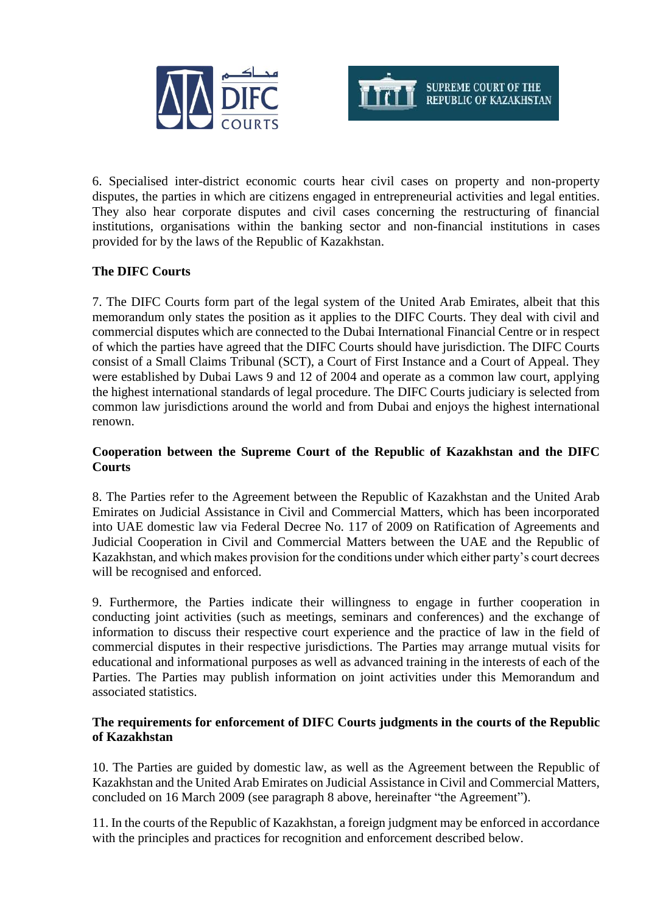6. Specialised inter-district economic courts hear civil cases on property and non-property disputes, the parties in which are citizens engaged in entrepreneurial activities and legal entities. They also hear corporate disputes and civil cases concerning the restructuring of financial institutions, organisations within the banking sector and non-financial institutions in cases provided for by the laws of the Republic of Kazakhstan.

**The DIFC Courts**

7. The DIFC Courts form part of the legal system of the United Arab Emirates, albeit that this memorandum only states the position as it applies to the DIFC Courts. They deal with civil and commercial disputes which are connected to the Dubai International Financial Centre or in respect of which the parties have agreed that the DIFC Courts should have jurisdiction. The DIFC Courts consist of a Small Claims Tribunal (SCT), a Court of First Instance and a Court of Appeal. They were established by Dubai Laws 9 and 12 of 2004 and operate as a common law court, applying the highest international standards of legal procedure. The DIFC Courts judiciary is selected from common law jurisdictions around the world and from Dubai and enjoys the highest international renown.

**Cooperation between the Supreme Court of the Republic of Kazakhstan and the DIFC Courts**

8. The Parties refer to the Agreement between the Republic of Kazakhstan and the United Arab Emirates on Judicial Assistance in Civil and Commercial Matters, which has been incorporated into UAE domestic law via Federal Decree No. 117 of 2009 on Ratification of Agreements and Judicial Cooperation in Civil and Commercial Matters between the UAE and the Republic of Kazakhstan, and which makes provision for the conditions under which either party's court decrees will be recognised and enforced.

9. Furthermore, the Parties indicate their willingness to engage in further cooperation in conducting joint activities (such as meetings, seminars and conferences) and the exchange of information to discuss their respective court experience and the practice of law in the field of commercial disputes in their respective jurisdictions. The Parties may arrange mutual visits for educational and informational purposes as well as advanced training in the interests of each of the Parties. The Parties may publish information on joint activities under this Memorandum and associated statistics.

**The requirements for enforcement of DIFC Courts judgments in the courts of the Republic of Kazakhstan**

10. The Parties are guided by domestic law, as well as the Agreement between the Republic of Kazakhstan and the United Arab Emirates on Judicial Assistance in Civil and Commercial Matters, concluded on 16 March 2009 (see paragraph 8 above, hereinafter "the Agreement").

11. In the courts of the Republic of Kazakhstan, a foreign judgment may be enforced in accordance with the principles and practices for recognition and enforcement described below.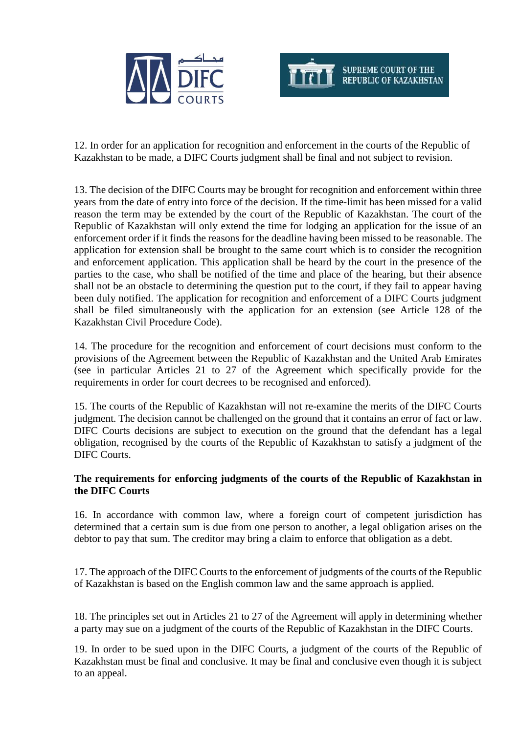12. In order for an application for recognition and enforcement in the courts of the Republic of Kazakhstan to be made, a DIFC Courts judgment shall be final and not subject to revision.

13. The decision of the DIFC Courts may be brought for recognition and enforcement within three years from the date of entry into force of the decision. If the time-limit has been missed for a valid reason the term may be extended by the court of the Republic of Kazakhstan. The court of the Republic of Kazakhstan will only extend the time for lodging an application for the issue of an enforcement order if it finds the reasons for the deadline having been missed to be reasonable. The application for extension shall be brought to the same court which is to consider the recognition and enforcement application. This application shall be heard by the court in the presence of the parties to the case, who shall be notified of the time and place of the hearing, but their absence shall not be an obstacle to determining the question put to the court, if they fail to appear having been duly notified. The application for recognition and enforcement of a DIFC Courts judgment shall be filed simultaneously with the application for an extension (see Article 128 of the Kazakhstan Civil Procedure Code).

14. The procedure for the recognition and enforcement of court decisions must conform to the provisions of the Agreement between the Republic of Kazakhstan and the United Arab Emirates (see in particular Articles 21 to 27 of the Agreement which specifically provide for the requirements in order for court decrees to be recognised and enforced).

15. The courts of the Republic of Kazakhstan will not re-examine the merits of the DIFC Courts judgment. The decision cannot be challenged on the ground that it contains an error of fact or law. DIFC Courts decisions are subject to execution on the ground that the defendant has a legal obligation, recognised by the courts of the Republic of Kazakhstan to satisfy a judgment of the DIFC Courts.

**The requirements for enforcing judgments of the courts of the Republic of Kazakhstan in the DIFC Courts**

16. In accordance with common law, where a foreign court of competent jurisdiction has determined that a certain sum is due from one person to another, a legal obligation arises on the debtor to pay that sum. The creditor may bring a claim to enforce that obligation as a debt.

17. The approach of the DIFC Courts to the enforcement of judgments of the courts of the Republic of Kazakhstan is based on the English common law and the same approach is applied.

18. The principles set out in Articles 21 to 27 of the Agreement will apply in determining whether a party may sue on a judgment of the courts of the Republic of Kazakhstan in the DIFC Courts.

19. In order to be sued upon in the DIFC Courts, a judgment of the courts of the Republic of Kazakhstan must be final and conclusive. It may be final and conclusive even though it is subject to an appeal.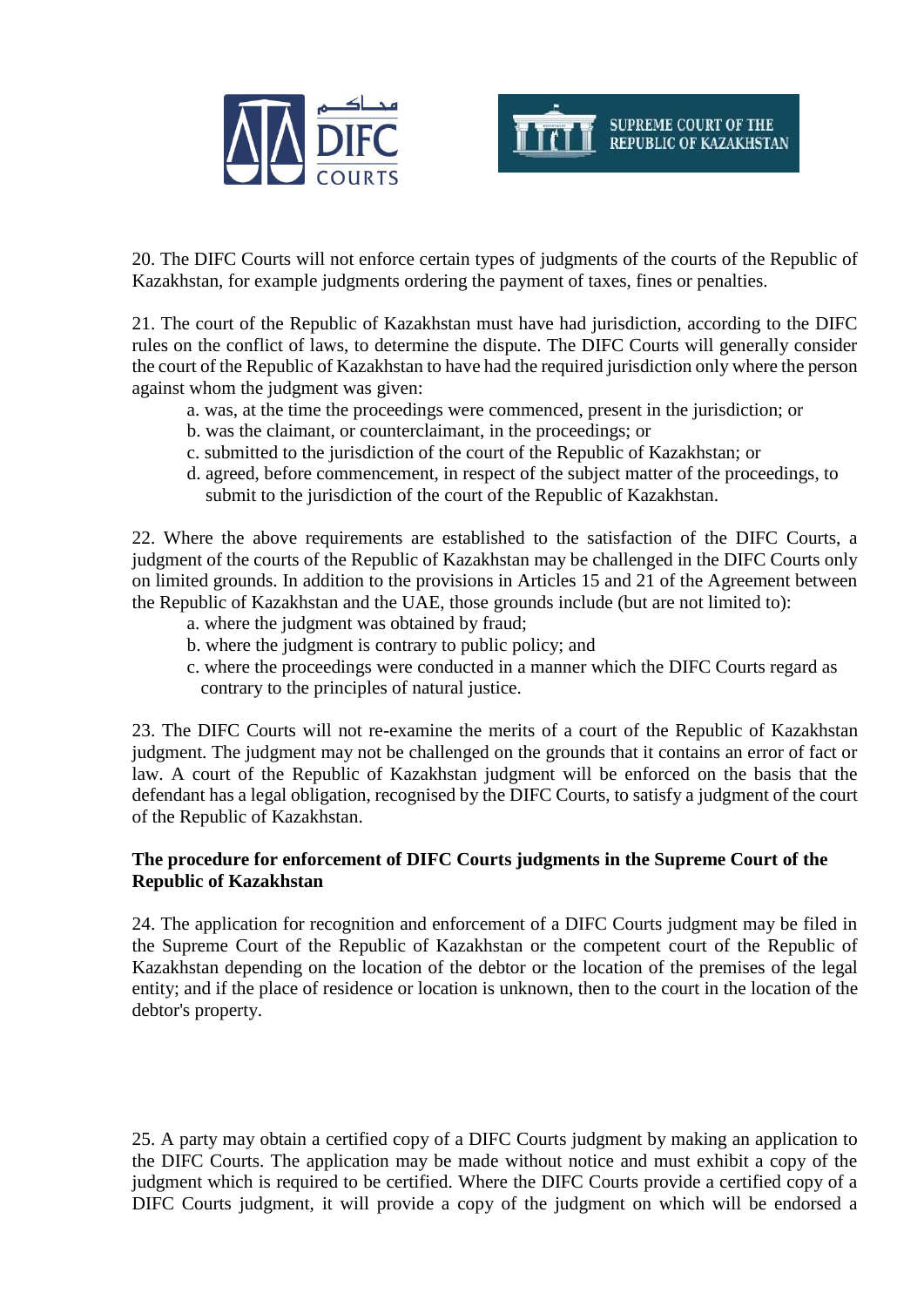20. The DIFC Courts will not enforce certain types of judgments of the courts of the Republic of Kazakhstan, for example judgments ordering the payment of taxes, fines or penalties.

21. The court of the Republic of Kazakhstan must have had jurisdiction, according to the DIFC rules on the conflict of laws, to determine the dispute. The DIFC Courts will generally consider the court of the Republic of Kazakhstan to have had the required jurisdiction only where the person against whom the judgment was given:

a. was, at the time the proceedings were commenced, present in the jurisdiction; or
b. was the claimant, or counterclaimant, in the proceedings; or
c. submitted to the jurisdiction of the court of the Republic of Kazakhstan; or
d. agreed, before commencement, in respect of the subject matter of the proceedings, to submit to the jurisdiction of the court of the Republic of Kazakhstan.

22. Where the above requirements are established to the satisfaction of the DIFC Courts, a judgment of the courts of the Republic of Kazakhstan may be challenged in the DIFC Courts only on limited grounds. In addition to the provisions in Articles 15 and 21 of the Agreement between the Republic of Kazakhstan and the UAE, those grounds include (but are not limited to):

a. where the judgment was obtained by fraud;
b. where the judgment is contrary to public policy; and
c. where the proceedings were conducted in a manner which the DIFC Courts regard as contrary to the principles of natural justice.

23. The DIFC Courts will not re-examine the merits of a court of the Republic of Kazakhstan judgment. The judgment may not be challenged on the grounds that it contains an error of fact or law. A court of the Republic of Kazakhstan judgment will be enforced on the basis that the defendant has a legal obligation, recognised by the DIFC Courts, to satisfy a judgment of the court of the Republic of Kazakhstan.

**The procedure for enforcement of DIFC Courts judgments in the Supreme Court of the Republic of Kazakhstan**

24. The application for recognition and enforcement of a DIFC Courts judgment may be filed in the Supreme Court of the Republic of Kazakhstan or the competent court of the Republic of Kazakhstan depending on the location of the debtor or the location of the premises of the legal entity; and if the place of residence or location is unknown, then to the court in the location of the debtor's property.

25. A party may obtain a certified copy of a DIFC Courts judgment by making an application to the DIFC Courts. The application may be made without notice and must exhibit a copy of the judgment which is required to be certified. Where the DIFC Courts provide a certified copy of a DIFC Courts judgment, it will provide a copy of the judgment on which will be endorsed a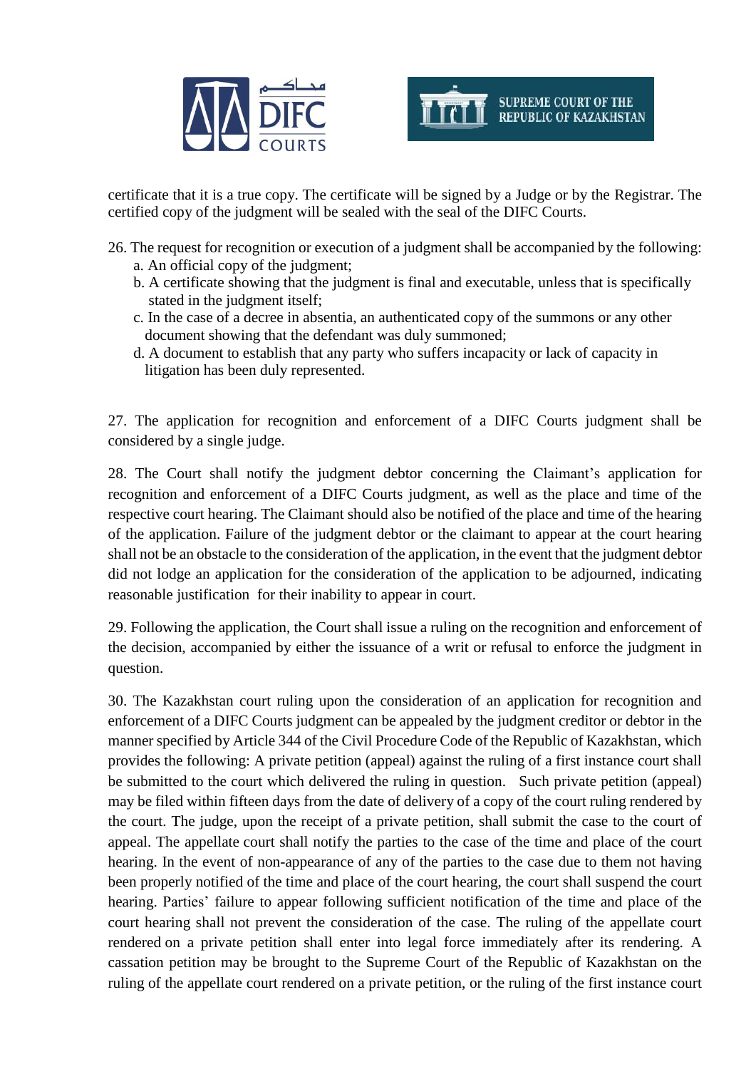certificate that it is a true copy. The certificate will be signed by a Judge or by the Registrar. The certified copy of the judgment will be sealed with the seal of the DIFC Courts.

26. The request for recognition or execution of a judgment shall be accompanied by the following:
   a. An official copy of the judgment;
   b. A certificate showing that the judgment is final and executable, unless that is specifically stated in the judgment itself;
   c. In the case of a decree in absentia, an authenticated copy of the summons or any other document showing that the defendant was duly summoned;
   d. A document to establish that any party who suffers incapacity or lack of capacity in litigation has been duly represented.

27. The application for recognition and enforcement of a DIFC Courts judgment shall be considered by a single judge.

28. The Court shall notify the judgment debtor concerning the Claimant's application for recognition and enforcement of a DIFC Courts judgment, as well as the place and time of the respective court hearing. The Claimant should also be notified of the place and time of the hearing of the application. Failure of the judgment debtor or the claimant to appear at the court hearing shall not be an obstacle to the consideration of the application, in the event that the judgment debtor did not lodge an application for the consideration of the application to be adjourned, indicating reasonable justification for their inability to appear in court.

29. Following the application, the Court shall issue a ruling on the recognition and enforcement of the decision, accompanied by either the issuance of a writ or refusal to enforce the judgment in question.

30. The Kazakhstan court ruling upon the consideration of an application for recognition and enforcement of a DIFC Courts judgment can be appealed by the judgment creditor or debtor in the manner specified by Article 344 of the Civil Procedure Code of the Republic of Kazakhstan, which provides the following: A private petition (appeal) against the ruling of a first instance court shall be submitted to the court which delivered the ruling in question. Such private petition (appeal) may be filed within fifteen days from the date of delivery of a copy of the court ruling rendered by the court. The judge, upon the receipt of a private petition, shall submit the case to the court of appeal. The appellate court shall notify the parties to the case of the time and place of the court hearing. In the event of non-appearance of any of the parties to the case due to them not having been properly notified of the time and place of the court hearing, the court shall suspend the court hearing. Parties' failure to appear following sufficient notification of the time and place of the court hearing shall not prevent the consideration of the case. The ruling of the appellate court rendered on a private petition shall enter into legal force immediately after its rendering. A cassation petition may be brought to the Supreme Court of the Republic of Kazakhstan on the ruling of the appellate court rendered on a private petition, or the ruling of the first instance court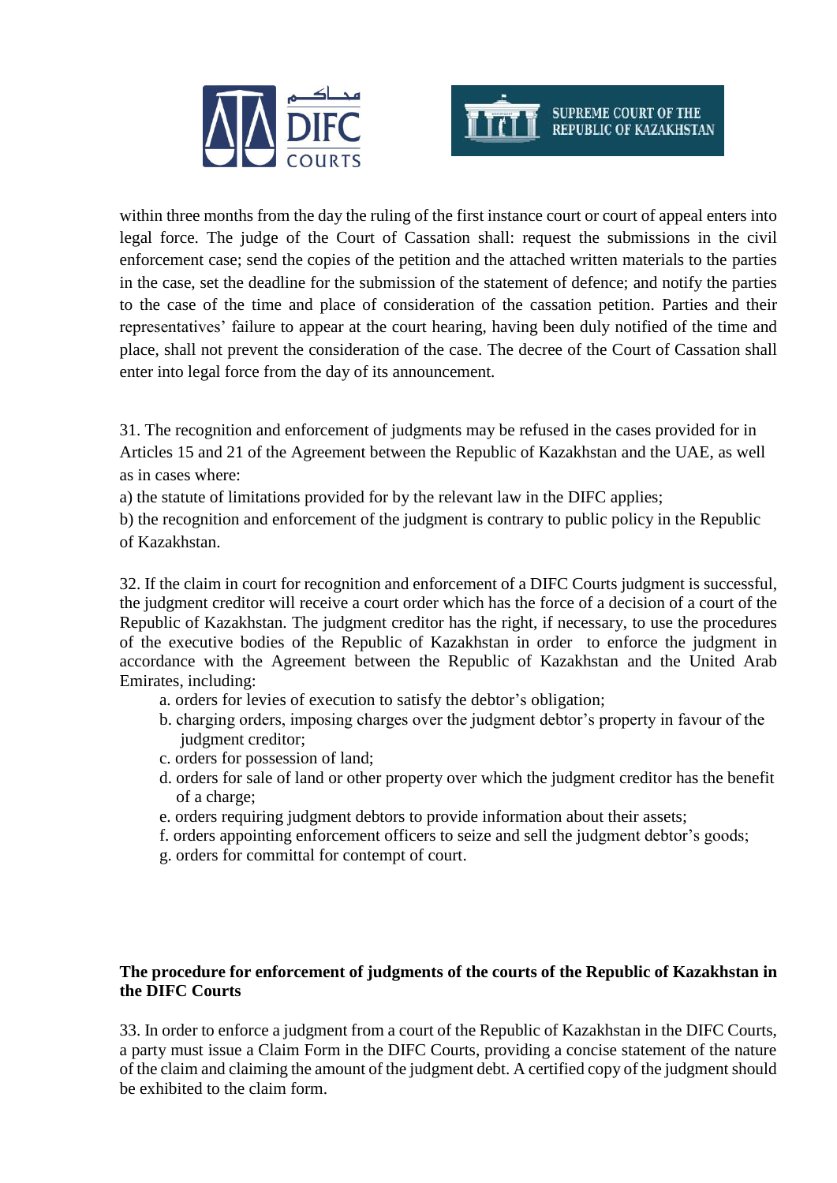within three months from the day the ruling of the first instance court or court of appeal enters into legal force. The judge of the Court of Cassation shall: request the submissions in the civil enforcement case; send the copies of the petition and the attached written materials to the parties in the case, set the deadline for the submission of the statement of defence; and notify the parties to the case of the time and place of consideration of the cassation petition. Parties and their representatives' failure to appear at the court hearing, having been duly notified of the time and place, shall not prevent the consideration of the case. The decree of the Court of Cassation shall enter into legal force from the day of its announcement.

31. The recognition and enforcement of judgments may be refused in the cases provided for in Articles 15 and 21 of the Agreement between the Republic of Kazakhstan and the UAE, as well as in cases where:

a) the statute of limitations provided for by the relevant law in the DIFC applies;

b) the recognition and enforcement of the judgment is contrary to public policy in the Republic of Kazakhstan.

32. If the claim in court for recognition and enforcement of a DIFC Courts judgment is successful, the judgment creditor will receive a court order which has the force of a decision of a court of the Republic of Kazakhstan. The judgment creditor has the right, if necessary, to use the procedures of the executive bodies of the Republic of Kazakhstan in order to enforce the judgment in accordance with the Agreement between the Republic of Kazakhstan and the United Arab Emirates, including:

a. orders for levies of execution to satisfy the debtor's obligation;
b. charging orders, imposing charges over the judgment debtor's property in favour of the judgment creditor;
c. orders for possession of land;
d. orders for sale of land or other property over which the judgment creditor has the benefit of a charge;
e. orders requiring judgment debtors to provide information about their assets;
f. orders appointing enforcement officers to seize and sell the judgment debtor's goods;
g. orders for committal for contempt of court.

**The procedure for enforcement of judgments of the courts of the Republic of Kazakhstan in the DIFC Courts**

33. In order to enforce a judgment from a court of the Republic of Kazakhstan in the DIFC Courts, a party must issue a Claim Form in the DIFC Courts, providing a concise statement of the nature of the claim and claiming the amount of the judgment debt. A certified copy of the judgment should be exhibited to the claim form.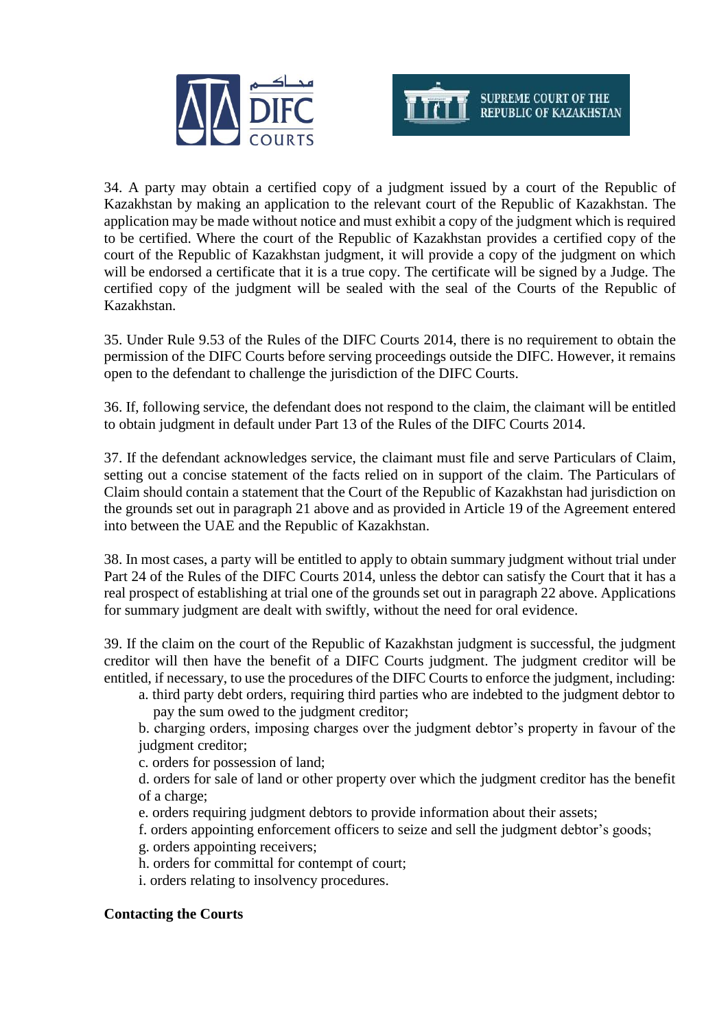34. A party may obtain a certified copy of a judgment issued by a court of the Republic of Kazakhstan by making an application to the relevant court of the Republic of Kazakhstan. The application may be made without notice and must exhibit a copy of the judgment which is required to be certified. Where the court of the Republic of Kazakhstan provides a certified copy of the court of the Republic of Kazakhstan judgment, it will provide a copy of the judgment on which will be endorsed a certificate that it is a true copy. The certificate will be signed by a Judge. The certified copy of the judgment will be sealed with the seal of the Courts of the Republic of Kazakhstan.

35. Under Rule 9.53 of the Rules of the DIFC Courts 2014, there is no requirement to obtain the permission of the DIFC Courts before serving proceedings outside the DIFC. However, it remains open to the defendant to challenge the jurisdiction of the DIFC Courts.

36. If, following service, the defendant does not respond to the claim, the claimant will be entitled to obtain judgment in default under Part 13 of the Rules of the DIFC Courts 2014.

37. If the defendant acknowledges service, the claimant must file and serve Particulars of Claim, setting out a concise statement of the facts relied on in support of the claim. The Particulars of Claim should contain a statement that the Court of the Republic of Kazakhstan had jurisdiction on the grounds set out in paragraph 21 above and as provided in Article 19 of the Agreement entered into between the UAE and the Republic of Kazakhstan.

38. In most cases, a party will be entitled to apply to obtain summary judgment without trial under Part 24 of the Rules of the DIFC Courts 2014, unless the debtor can satisfy the Court that it has a real prospect of establishing at trial one of the grounds set out in paragraph 22 above. Applications for summary judgment are dealt with swiftly, without the need for oral evidence.

39. If the claim on the court of the Republic of Kazakhstan judgment is successful, the judgment creditor will then have the benefit of a DIFC Courts judgment. The judgment creditor will be entitled, if necessary, to use the procedures of the DIFC Courts to enforce the judgment, including:

- a. third party debt orders, requiring third parties who are indebted to the judgment debtor to pay the sum owed to the judgment creditor;
- b. charging orders, imposing charges over the judgment debtor's property in favour of the judgment creditor;
- c. orders for possession of land;
- d. orders for sale of land or other property over which the judgment creditor has the benefit of a charge;
- e. orders requiring judgment debtors to provide information about their assets;
- f. orders appointing enforcement officers to seize and sell the judgment debtor's goods;
- g. orders appointing receivers;
- h. orders for committal for contempt of court;
- i. orders relating to insolvency procedures.

**Contacting the Courts**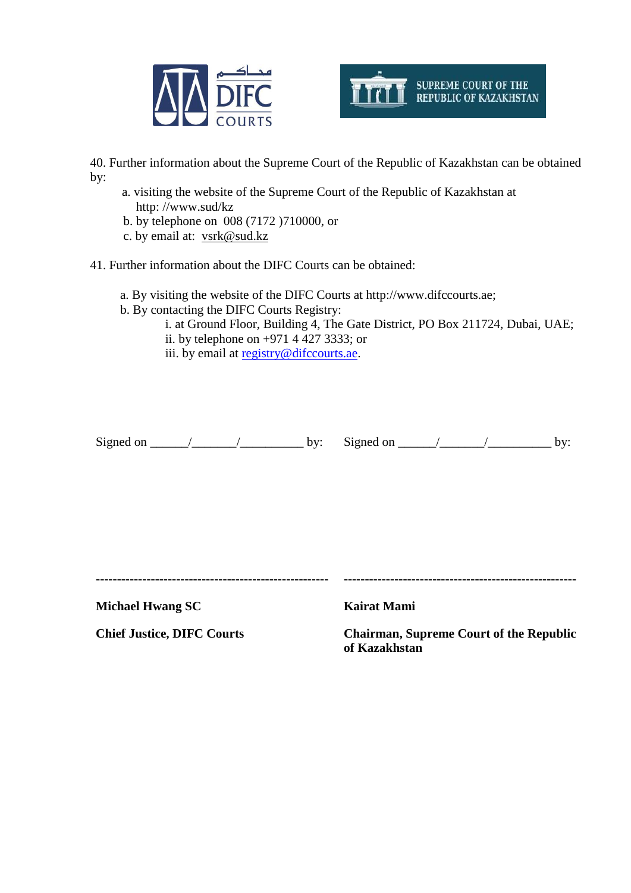40. Further information about the Supreme Court of the Republic of Kazakhstan can be obtained by:

   a. visiting the website of the Supreme Court of the Republic of Kazakhstan at http: //www.sud/kz
   b. by telephone on 008 (7172 )710000, or
   c. by email at: vsrk@sud.kz

41. Further information about the DIFC Courts can be obtained:

   a. By visiting the website of the DIFC Courts at http://www.difccourts.ae;
   b. By contacting the DIFC Courts Registry:
      i. at Ground Floor, Building 4, The Gate District, PO Box 211724, Dubai, UAE;
      ii. by telephone on +971 4 427 3333; or
      iii. by email at registry@difccourts.ae.

Signed on ______/_______/__________ by:

------------------------------------------------------

**Michael Hwang SC**

**Chief Justice, DIFC Courts**

Signed on ______/_______/__________ by:

------------------------------------------------------

**Kairat Mami**

**Chairman, Supreme Court of the Republic of Kazakhstan**